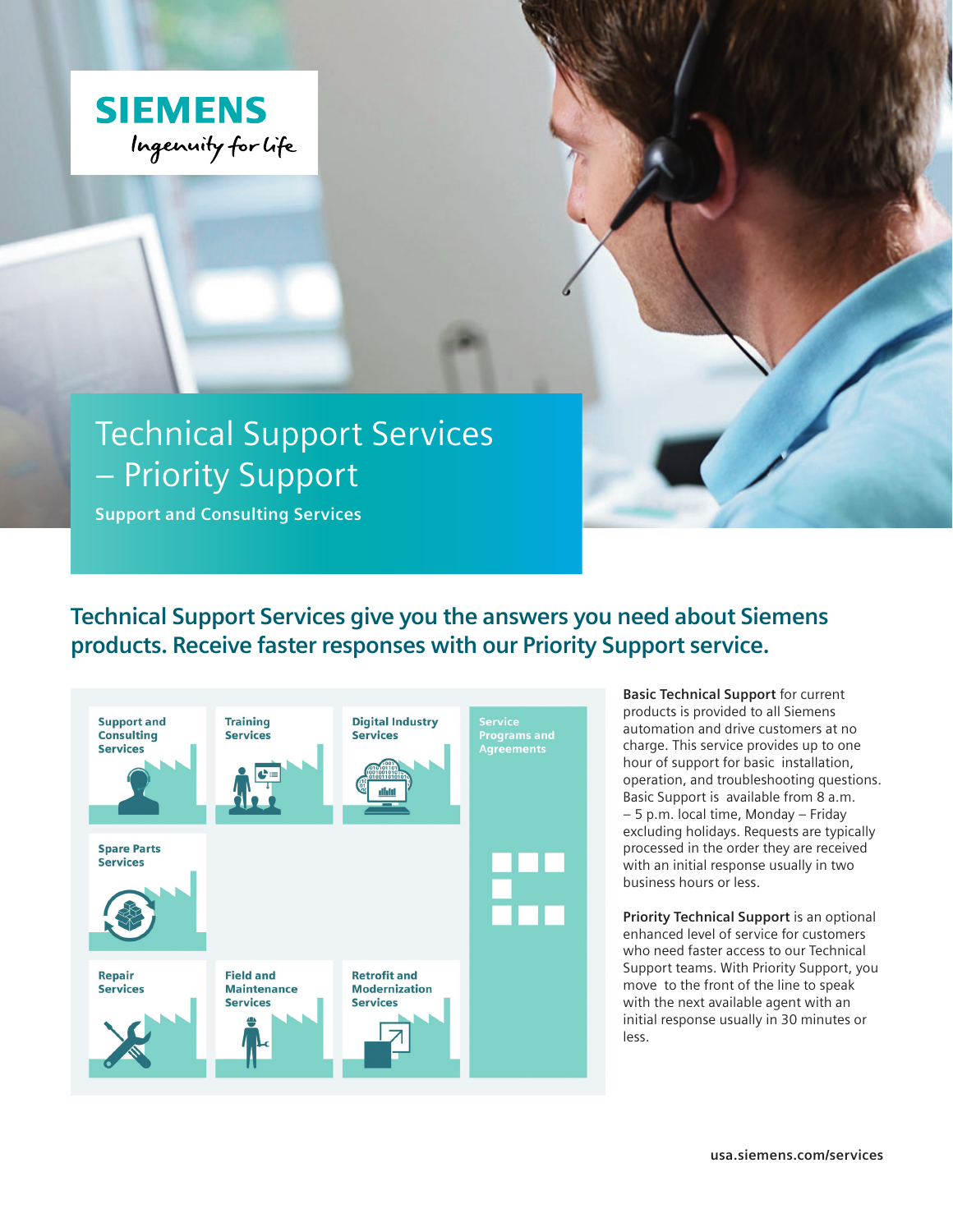SIEMENS

Ingenuity for life

# Technical Support Services – Priority Support

**Support and Consulting Services**

## Technical Support Services give you the answers you need about Siemens products. Receive faster responses with our Priority Support service.

Support and Consulting Services

Training Services

Digital Industry Services

Service Programs and Agreements

Spare Parts Services

Repair Services

Field and Maintenance Services

Retrofit and Modernization Services

**Basic Technical Support** for current products is provided to all Siemens automation and drive customers at no charge. This service provides up to one hour of support for basic installation, operation, and troubleshooting questions. Basic Support is available from 8 a.m. – 5 p.m. local time, Monday – Friday excluding holidays. Requests are typically processed in the order they are received with an initial response usually in two business hours or less.

**Priority Technical Support** is an optional enhanced level of service for customers who need faster access to our Technical Support teams. With Priority Support, you move to the front of the line to speak with the next available agent with an initial response usually in 30 minutes or less.

usa.siemens.com/services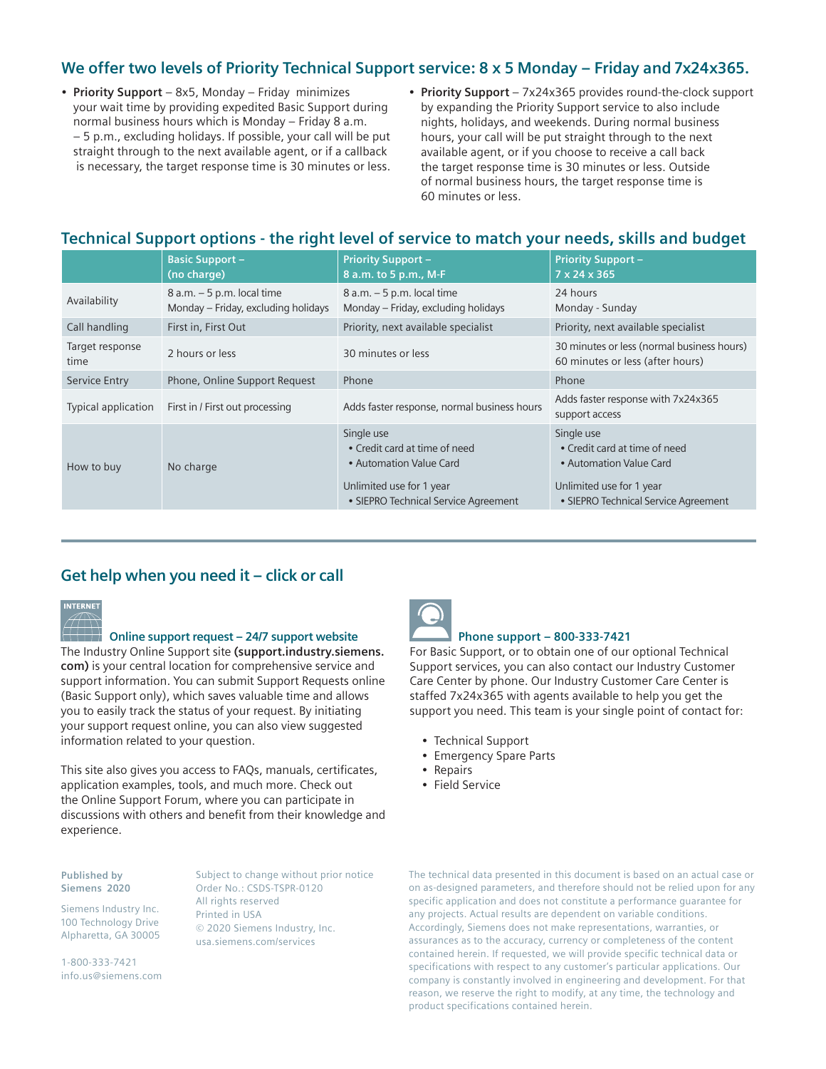## We offer two levels of Priority Technical Support service: 8 x 5 Monday – Friday and 7x24x365.

- **Priority Support** – 8x5, Monday – Friday minimizes your wait time by providing expedited Basic Support during normal business hours which is Monday – Friday 8 a.m. – 5 p.m., excluding holidays. If possible, your call will be put straight through to the next available agent, or if a callback is necessary, the target response time is 30 minutes or less.
- **Priority Support** – 7x24x365 provides round-the-clock support by expanding the Priority Support service to also include nights, holidays, and weekends. During normal business hours, your call will be put straight through to the next available agent, or if you choose to receive a call back the target response time is 30 minutes or less. Outside of normal business hours, the target response time is 60 minutes or less.

## Technical Support options - the right level of service to match your needs, skills and budget

| | Basic Support – (no charge) | Priority Support – 8 a.m. to 5 p.m., M-F | Priority Support – 7 x 24 x 365 |
|---|---|---|---|
| Availability | 8 a.m. – 5 p.m. local time Monday – Friday, excluding holidays | 8 a.m. – 5 p.m. local time Monday – Friday, excluding holidays | 24 hours Monday - Sunday |
| Call handling | First in, First Out | Priority, next available specialist | Priority, next available specialist |
| Target response time | 2 hours or less | 30 minutes or less | 30 minutes or less (normal business hours) 60 minutes or less (after hours) |
| Service Entry | Phone, Online Support Request | Phone | Phone |
| Typical application | First in / First out processing | Adds faster response, normal business hours | Adds faster response with 7x24x365 support access |
| How to buy | No charge | Single use • Credit card at time of need • Automation Value Card Unlimited use for 1 year • SIEPRO Technical Service Agreement | Single use • Credit card at time of need • Automation Value Card Unlimited use for 1 year • SIEPRO Technical Service Agreement |

## Get help when you need it – click or call

### Online support request – 24/7 support website

The Industry Online Support site **(support.industry.siemens.com)** is your central location for comprehensive service and support information. You can submit Support Requests online (Basic Support only), which saves valuable time and allows you to easily track the status of your request. By initiating your support request online, you can also view suggested information related to your question.

This site also gives you access to FAQs, manuals, certificates, application examples, tools, and much more. Check out the Online Support Forum, where you can participate in discussions with others and benefit from their knowledge and experience.

### Phone support – 800-333-7421

For Basic Support, or to obtain one of our optional Technical Support services, you can also contact our Industry Customer Care Center by phone. Our Industry Customer Care Center is staffed 7x24x365 with agents available to help you get the support you need. This team is your single point of contact for:

- Technical Support
- Emergency Spare Parts
- Repairs
- Field Service

**Published by Siemens 2020**

Siemens Industry Inc.
100 Technology Drive
Alpharetta, GA 30005

1-800-333-7421
info.us@siemens.com

Subject to change without prior notice
Order No.: CSDS-TSPR-0120
All rights reserved
Printed in USA
© 2020 Siemens Industry, Inc.
usa.siemens.com/services

The technical data presented in this document is based on an actual case or on as-designed parameters, and therefore should not be relied upon for any specific application and does not constitute a performance guarantee for any projects. Actual results are dependent on variable conditions. Accordingly, Siemens does not make representations, warranties, or assurances as to the accuracy, currency or completeness of the content contained herein. If requested, we will provide specific technical data or specifications with respect to any customer's particular applications. Our company is constantly involved in engineering and development. For that reason, we reserve the right to modify, at any time, the technology and product specifications contained herein.